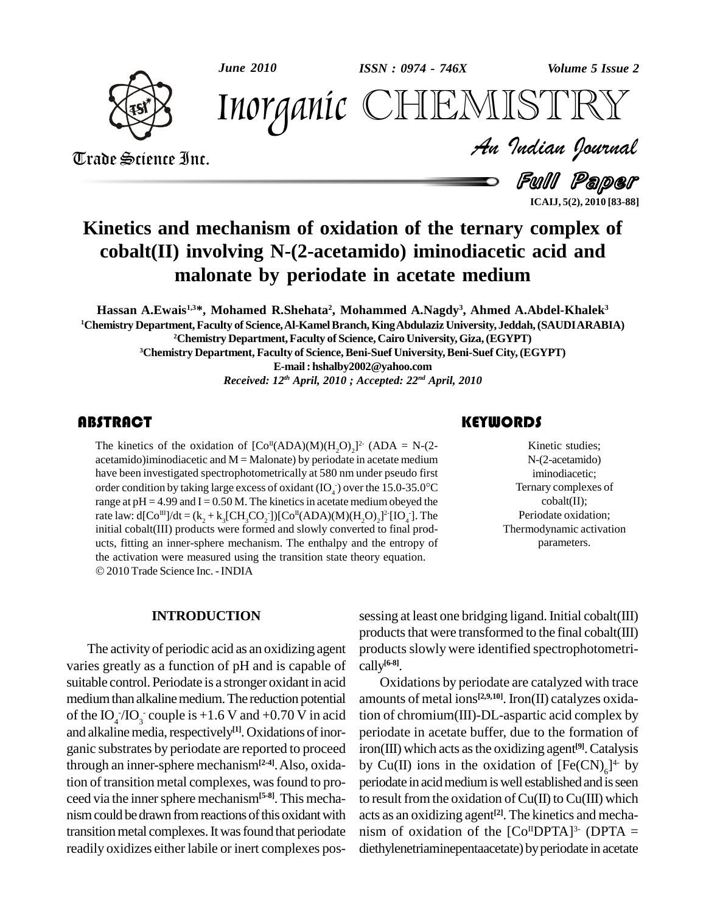# Kinetics and mechanism of oxidation of the ternary complex of cobalt(II) involving N-(2-acetamido) iminodiacetic acid and malonate by periodate in acetate medium

**Hassan A.Ewais[1,3]\*, Mohamed R.Shehata[2], Mohammed A.Nagdy[3], Ahmed A.Abdel-Khalek[3]**

[1]Chemistry Department, Faculty of Science, Al-Kamel Branch, King Abdulaziz University, Jeddah, (SAUDI ARABIA)

[2]Chemistry Department, Faculty of Science, Cairo University, Giza, (EGYPT)

[3]Chemistry Department, Faculty of Science, Beni-Suef University, Beni-Suef City, (EGYPT)

E-mail : hshalby2002@yahoo.com

*Received: 12th April, 2010 ; Accepted: 22nd April, 2010*

## ABSTRACT

The kinetics of the oxidation of $[Co^{II}(ADA)(M)(H_2O)_2]^{2-}$ (ADA = N-(2-acetamido)iminodiacetic and M = Malonate) by periodate in acetate medium have been investigated spectrophotometrically at 580 nm under pseudo first order condition by taking large excess of oxidant ($IO_4^-$) over the 15.0-35.0°C range at pH = 4.99 and I = 0.50 M. The kinetics in acetate medium obeyed the rate law: $d[Co^{III}]/dt = (k_2 + k_3[CH_3CO_2^-])[Co^{II}(ADA)(M)(H_2O)_2]^{2-}[IO_4^-]$. The initial cobalt(III) products were formed and slowly converted to final products, fitting an inner-sphere mechanism. The enthalpy and the entropy of the activation were measured using the transition state theory equation.

© 2010 Trade Science Inc. - INDIA

## KEYWORDS

Kinetic studies;
N-(2-acetamido) iminodiacetic;
Ternary complexes of cobalt(II);
Periodate oxidation;
Thermodynamic activation parameters.

## INTRODUCTION

The activity of periodic acid as an oxidizing agent varies greatly as a function of pH and is capable of suitable control. Periodate is a stronger oxidant in acid medium than alkaline medium. The reduction potential of the $IO_4^-/IO_3^-$ couple is +1.6 V and +0.70 V in acid and alkaline media, respectively[1]. Oxidations of inorganic substrates by periodate are reported to proceed through an inner-sphere mechanism[2-4]. Also, oxidation of transition metal complexes, was found to proceed via the inner sphere mechanism[5-8]. This mechanism could be drawn from reactions of this oxidant with transition metal complexes. It was found that periodate readily oxidizes either labile or inert complexes possessing at least one bridging ligand. Initial cobalt(III) products that were transformed to the final cobalt(III) products slowly were identified spectrophotometrically[6-8].

Oxidations by periodate are catalyzed with trace amounts of metal ions[2,9,10]. Iron(II) catalyzes oxidation of chromium(III)-DL-aspartic acid complex by periodate in acetate buffer, due to the formation of iron(III) which acts as the oxidizing agent[9]. Catalysis by Cu(II) ions in the oxidation of $[Fe(CN)_6]^{4-}$ by periodate in acid medium is well established and is seen to result from the oxidation of Cu(II) to Cu(III) which acts as an oxidizing agent[2]. The kinetics and mechanism of oxidation of the $[Co^{II}DPTA]^{3-}$ (DPTA = diethylenetriaminepentaacetate) by periodate in acetate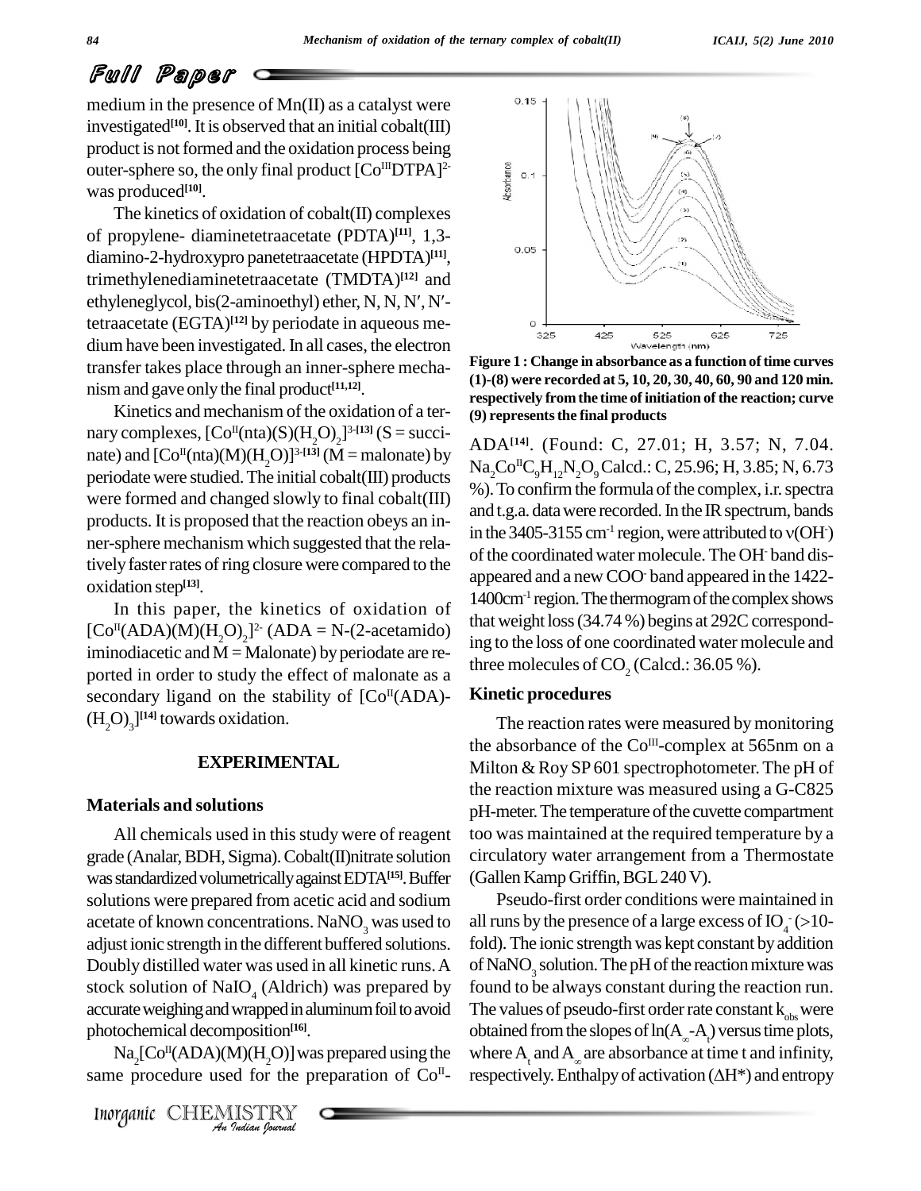medium in the presence of Mn(II) as a catalyst were investigated[10]. It is observed that an initial cobalt(III) product is not formed and the oxidation process being outer-sphere so, the only final product $[Co^{III}DTPA]^{2-}$ was produced[10].

The kinetics of oxidation of cobalt(II) complexes of propylene- diaminetetraacetate (PDTA)[11], 1,3-diamino-2-hydroxypro panetetraacetate (HPDTA)[11], trimethylenediaminetetraacetate (TMDTA)[12] and ethyleneglycol, bis(2-aminoethyl) ether, N, N, N′, N′-tetraacetate (EGTA)[12] by periodate in aqueous medium have been investigated. In all cases, the electron transfer takes place through an inner-sphere mechanism and gave only the final product[11,12].

Kinetics and mechanism of the oxidation of a ternary complexes, $[Co^{II}(nta)(S)(H_2O)_2]^{3-}$[13] (S = succinate) and $[Co^{II}(nta)(M)(H_2O)]^{3-}$[13] (M = malonate) by periodate were studied. The initial cobalt(III) products were formed and changed slowly to final cobalt(III) products. It is proposed that the reaction obeys an inner-sphere mechanism which suggested that the relatively faster rates of ring closure were compared to the oxidation step[13].

In this paper, the kinetics of oxidation of $[Co^{II}(ADA)(M)(H_2O)_2]^{2-}$ (ADA = N-(2-acetamido) iminodiacetic and M = Malonate) by periodate are reported in order to study the effect of malonate as a secondary ligand on the stability of $[Co^{II}(ADA)(H_2O)_3]$[14] towards oxidation.

## EXPERIMENTAL

### Materials and solutions

All chemicals used in this study were of reagent grade (Analar, BDH, Sigma). Cobalt(II)nitrate solution was standardized volumetrically against EDTA[15]. Buffer solutions were prepared from acetic acid and sodium acetate of known concentrations. $NaNO_3$ was used to adjust ionic strength in the different buffered solutions. Doubly distilled water was used in all kinetic runs. A stock solution of $NaIO_4$ (Aldrich) was prepared by accurate weighing and wrapped in aluminum foil to avoid photochemical decomposition[16].

$Na_2[Co^{II}(ADA)(M)(H_2O)]$ was prepared using the same procedure used for the preparation of $Co^{II}$-ADA[14]. (Found: C, 27.01; H, 3.57; N, 7.04. $Na_2Co^{II}C_9H_{12}N_2O_9$ Calcd.: C, 25.96; H, 3.85; N, 6.73 %). To confirm the formula of the complex, i.r. spectra and t.g.a. data were recorded. In the IR spectrum, bands in the 3405-3155 $cm^{-1}$ region, were attributed to $\nu(OH^-)$ of the coordinated water molecule. The $OH^-$ band disappeared and a new $COO^-$ band appeared in the 1422-1400$cm^{-1}$ region. The thermogram of the complex shows that weight loss (34.74 %) begins at 292C corresponding to the loss of one coordinated water molecule and three molecules of $CO_2$ (Calcd.: 36.05 %).

**Figure 1 : Change in absorbance as a function of time curves (1)-(8) were recorded at 5, 10, 20, 30, 40, 60, 90 and 120 min. respectively from the time of initiation of the reaction; curve (9) represents the final products**

### Kinetic procedures

The reaction rates were measured by monitoring the absorbance of the $Co^{III}$-complex at 565nm on a Milton & Roy SP 601 spectrophotometer. The pH of the reaction mixture was measured using a G-C825 pH-meter. The temperature of the cuvette compartment too was maintained at the required temperature by a circulatory water arrangement from a Thermostate (Gallen Kamp Griffin, BGL 240 V).

Pseudo-first order conditions were maintained in all runs by the presence of a large excess of $IO_4^-$ (>10-fold). The ionic strength was kept constant by addition of $NaNO_3$ solution. The pH of the reaction mixture was found to be always constant during the reaction run. The values of pseudo-first order rate constant $k_{obs}$ were obtained from the slopes of $\ln(A_\infty - A_t)$ versus time plots, where $A_t$ and $A_\infty$ are absorbance at time t and infinity, respectively. Enthalpy of activation ($\Delta H^*$) and entropy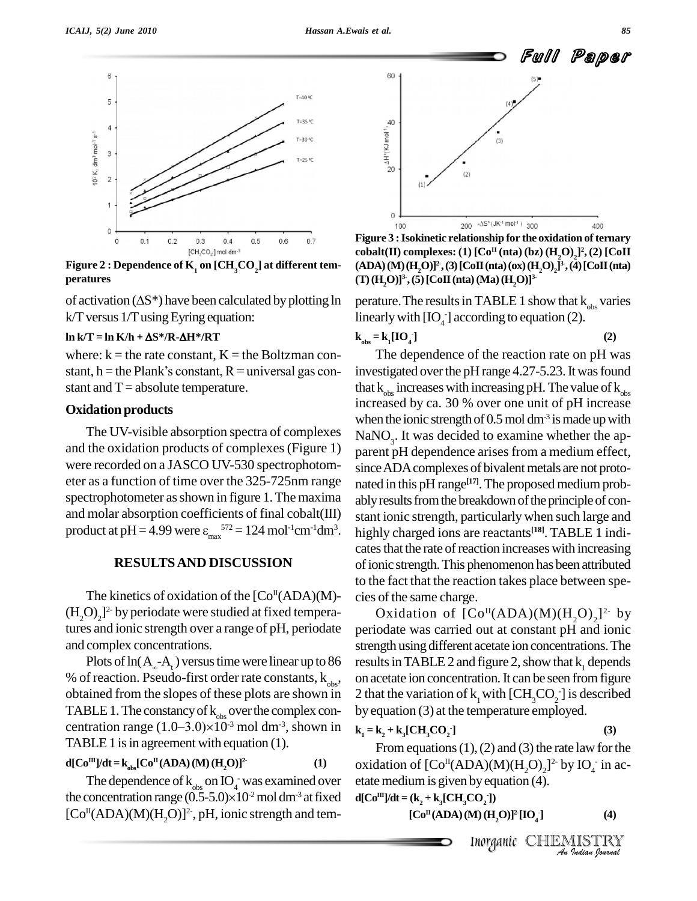Figure 2 : Dependence of $K_1$ on $[CH_3CO_2]$ at different temperatures

of activation ($\Delta S^*$) have been calculated by plotting ln k/T versus 1/T using Eyring equation:

$$\ln k/T = \ln K/h + \Delta S^*/R - \Delta H^*/RT$$

where: k = the rate constant, K = the Boltzman constant, h = the Plank's constant, R = universal gas constant and T = absolute temperature.

### Oxidation products

The UV-visible absorption spectra of complexes and the oxidation products of complexes (Figure 1) were recorded on a JASCO UV-530 spectrophotometer as a function of time over the 325-725nm range spectrophotometer as shown in figure 1. The maxima and molar absorption coefficients of final cobalt(III) product at pH = 4.99 were $\varepsilon_{max}^{572} = 124$ mol$^{-1}$cm$^{-1}$dm$^3$.

## RESULTS AND DISCUSSION

The kinetics of oxidation of the $[Co^{II}(ADA)(M)(H_2O)_2]^{2-}$ by periodate were studied at fixed temperatures and ionic strength over a range of pH, periodate and complex concentrations.

Plots of $\ln(A_\infty - A_t)$ versus time were linear up to 86 % of reaction. Pseudo-first order rate constants, $k_{obs}$, obtained from the slopes of these plots are shown in TABLE 1. The constancy of $k_{obs}$ over the complex concentration range $(1.0–3.0)\times10^{-3}$ mol dm$^{-3}$, shown in TABLE 1 is in agreement with equation (1).

$$d[Co^{III}]/dt = k_{obs}[Co^{II}(ADA)(M)(H_2O)]^{2-} \quad (1)$$

The dependence of $k_{obs}$ on $IO_4^-$ was examined over the concentration range $(0.5\text{-}5.0)\times10^{-2}$ mol dm$^{-3}$ at fixed $[Co^{II}(ADA)(M)(H_2O)]^{2-}$, pH, ionic strength and temperature. The results in TABLE 1 show that $k_{obs}$ varies linearly with $[IO_4^-]$ according to equation (2).

$$k_{obs} = k_1[IO_4^-] \quad (2)$$

The dependence of the reaction rate on pH was investigated over the pH range 4.27-5.23. It was found that $k_{obs}$ increases with increasing pH. The value of $k_{obs}$ increased by ca. 30 % over one unit of pH increase when the ionic strength of 0.5 mol dm$^{-3}$ is made up with $NaNO_3$. It was decided to examine whether the apparent pH dependence arises from a medium effect, since ADA complexes of bivalent metals are not protonated in this pH range[17]. The proposed medium probably results from the breakdown of the principle of constant ionic strength, particularly when such large and highly charged ions are reactants[18]. TABLE 1 indicates that the rate of reaction increases with increasing of ionic strength. This phenomenon has been attributed to the fact that the reaction takes place between species of the same charge.

Oxidation of $[Co^{II}(ADA)(M)(H_2O)_2]^{2-}$ by periodate was carried out at constant pH and ionic strength using different acetate ion concentrations. The results in TABLE 2 and figure 2, show that $k_1$ depends on acetate ion concentration. It can be seen from figure 2 that the variation of $k_1$ with $[CH_3CO_2^-]$ is described by equation (3) at the temperature employed.

$$k_1 = k_2 + k_3[CH_3CO_2^-] \quad (3)$$

From equations (1), (2) and (3) the rate law for the oxidation of $[Co^{II}(ADA)(M)(H_2O)_2]^{2-}$ by $IO_4^-$ in acetate medium is given by equation (4).

$$d[Co^{III}]/dt = (k_2 + k_3[CH_3CO_2^-])[Co^{II}(ADA)(M)(H_2O)]^{2-}[IO_4^-] \quad (4)$$

Figure 3 : Isokinetic relationship for the oxidation of ternary cobalt(II) complexes: (1) $[Co^{II}(nta)(bz)(H_2O)_2]^{2-}$, (2) $[Co^{II}(ADA)(M)(H_2O)]^{2-}$, (3) $[Co^{II}(nta)(ox)(H_2O)_2]^{3-}$, (4) $[Co^{II}(nta)(T)(H_2O)]^{3-}$, (5) $[Co^{II}(nta)(Ma)(H_2O)]^{3-}$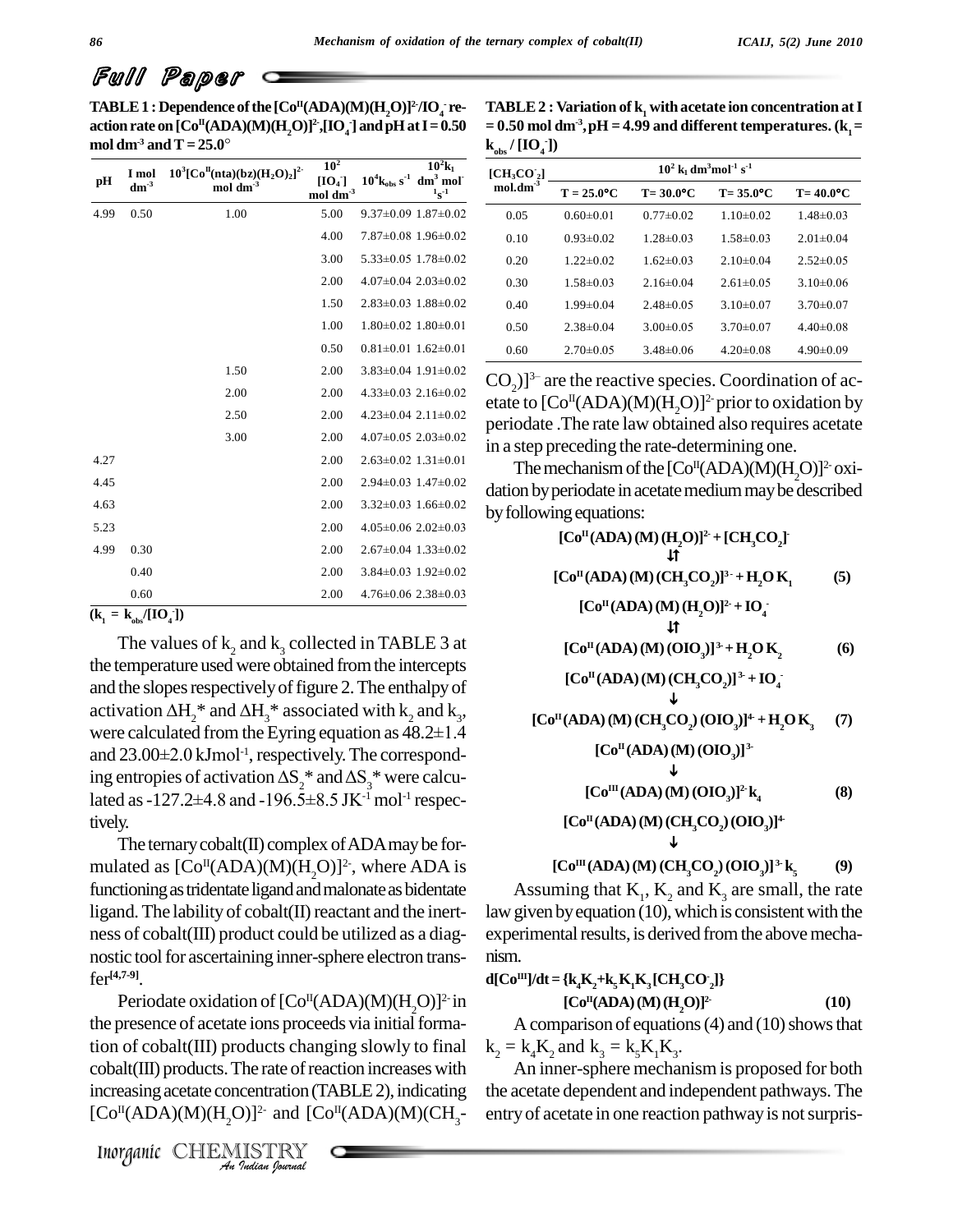**TABLE 1 : Dependence of the $[Co^{II}(ADA)(M)(H_2O)]^{2-}/IO_4^-$ reaction rate on $[Co^{II}(ADA)(M)(H_2O)]^{2-}$, $[IO_4^-]$ and pH at I = 0.50 mol dm$^{-3}$ and T = 25.0°**

| pH | I mol dm$^{-3}$ | $10^3[Co^{II}(nta)(bz)(H_2O)_2]^{2-}$ mol dm$^{-3}$ | $10^2$ $[IO_4^-]$ mol dm$^{-3}$ | $10^4k_{obs}$ s$^{-1}$ | $10^2k_1$ dm$^3$ mol$^{-1}$s$^{-1}$ |
|---|---|---|---|---|---|
| 4.99 | 0.50 | 1.00 | 5.00 | 9.37±0.09 | 1.87±0.02 |
| | | | 4.00 | 7.87±0.08 | 1.96±0.02 |
| | | | 3.00 | 5.33±0.05 | 1.78±0.02 |
| | | | 2.00 | 4.07±0.04 | 2.03±0.02 |
| | | | 1.50 | 2.83±0.03 | 1.88±0.02 |
| | | | 1.00 | 1.80±0.02 | 1.80±0.01 |
| | | | 0.50 | 0.81±0.01 | 1.62±0.01 |
| | | 1.50 | 2.00 | 3.83±0.04 | 1.91±0.02 |
| | | 2.00 | 2.00 | 4.33±0.03 | 2.16±0.02 |
| | | 2.50 | 2.00 | 4.23±0.04 | 2.11±0.02 |
| | | 3.00 | 2.00 | 4.07±0.05 | 2.03±0.02 |
| 4.27 | | | 2.00 | 2.63±0.02 | 1.31±0.01 |
| 4.45 | | | 2.00 | 2.94±0.03 | 1.47±0.02 |
| 4.63 | | | 2.00 | 3.32±0.03 | 1.66±0.02 |
| 5.23 | | | 2.00 | 4.05±0.06 | 2.02±0.03 |
| 4.99 | 0.30 | | 2.00 | 2.67±0.04 | 1.33±0.02 |
| | 0.40 | | 2.00 | 3.84±0.03 | 1.92±0.02 |
| | 0.60 | | 2.00 | 4.76±0.06 | 2.38±0.03 |

$(k_1 = k_{obs}/[IO_4^-])$

The values of $k_2$ and $k_3$ collected in TABLE 3 at the temperature used were obtained from the intercepts and the slopes respectively of figure 2. The enthalpy of activation $\Delta H_2^*$ and $\Delta H_3^*$ associated with $k_2$ and $k_3$, were calculated from the Eyring equation as 48.2±1.4 and 23.00±2.0 kJmol$^{-1}$, respectively. The corresponding entropies of activation $\Delta S_2^*$ and $\Delta S_3^*$ were calculated as -127.2±4.8 and -196.5±8.5 JK$^{-1}$ mol$^{-1}$ respectively.

The ternary cobalt(II) complex of ADA may be formulated as $[Co^{II}(ADA)(M)(H_2O)]^{2-}$, where ADA is functioning as tridentate ligand and malonate as bidentate ligand. The lability of cobalt(II) reactant and the inertness of cobalt(III) product could be utilized as a diagnostic tool for ascertaining inner-sphere electron transfer[4,7-9].

Periodate oxidation of $[Co^{II}(ADA)(M)(H_2O)]^{2-}$ in the presence of acetate ions proceeds via initial formation of cobalt(III) products changing slowly to final cobalt(III) products. The rate of reaction increases with increasing acetate concentration (TABLE 2), indicating $[Co^{II}(ADA)(M)(H_2O)]^{2-}$ and $[Co^{II}(ADA)(M)(CH_3CO_2)]^{3-}$ are the reactive species. Coordination of acetate to $[Co^{II}(ADA)(M)(H_2O)]^{2-}$ prior to oxidation by periodate .The rate law obtained also requires acetate in a step preceding the rate-determining one.

**TABLE 2 : Variation of $k_1$ with acetate ion concentration at I = 0.50 mol dm$^{-3}$, pH = 4.99 and different temperatures. ($k_1 = k_{obs} / [IO_4^-]$)**

| $[CH_3CO_2^-]$ mol.dm$^{-3}$ | $10^2$ $k_1$ dm$^3$mol$^{-1}$ s$^{-1}$ | | | |
|---|---|---|---|---|
| | T = 25.0°C | T= 30.0°C | T= 35.0°C | T= 40.0°C |
| 0.05 | 0.60±0.01 | 0.77±0.02 | 1.10±0.02 | 1.48±0.03 |
| 0.10 | 0.93±0.02 | 1.28±0.03 | 1.58±0.03 | 2.01±0.04 |
| 0.20 | 1.22±0.02 | 1.62±0.03 | 2.10±0.04 | 2.52±0.05 |
| 0.30 | 1.58±0.03 | 2.16±0.04 | 2.61±0.05 | 3.10±0.06 |
| 0.40 | 1.99±0.04 | 2.48±0.05 | 3.10±0.07 | 3.70±0.07 |
| 0.50 | 2.38±0.04 | 3.00±0.05 | 3.70±0.07 | 4.40±0.08 |
| 0.60 | 2.70±0.05 | 3.48±0.06 | 4.20±0.08 | 4.90±0.09 |

The mechanism of the $[Co^{II}(ADA)(M)(H_2O)]^{2-}$ oxidation by periodate in acetate medium may be described by following equations:

$$[Co^{II}(ADA)(M)(H_2O)]^{2-} + [CH_3CO_2]^- \rightleftharpoons [Co^{II}(ADA)(M)(CH_3CO_2)]^{3-} + H_2O \quad K_1 \qquad (5)$$

$$[Co^{II}(ADA)(M)(H_2O)]^{2-} + IO_4^- \rightleftharpoons [Co^{II}(ADA)(M)(OIO_3)]^{3-} + H_2O \quad K_2 \qquad (6)$$

$$[Co^{II}(ADA)(M)(CH_3CO_2)]^{3-} + IO_4^- \downarrow [Co^{II}(ADA)(M)(CH_3CO_2)(OIO_3)]^{4-} + H_2O \quad K_3 \qquad (7)$$

$$[Co^{II}(ADA)(M)(OIO_3)]^{3-} \downarrow [Co^{III}(ADA)(M)(OIO_3)]^{2-} \quad k_4 \qquad (8)$$

$$[Co^{II}(ADA)(M)(CH_3CO_2)(OIO_3)]^{4-} \downarrow [Co^{III}(ADA)(M)(CH_3CO_2)(OIO_3)]^{3-} \quad k_5 \qquad (9)$$

Assuming that $K_1$, $K_2$ and $K_3$ are small, the rate law given by equation (10), which is consistent with the experimental results, is derived from the above mechanism.

$$d[Co^{III}]/dt = \{k_4K_2+k_5K_1K_3[CH_3CO_2^-]\}[Co^{II}(ADA)(M)(H_2O)]^{2-} \qquad (10)$$

A comparison of equations (4) and (10) shows that $k_2 = k_4K_2$ and $k_3 = k_5K_1K_3$.

An inner-sphere mechanism is proposed for both the acetate dependent and independent pathways. The entry of acetate in one reaction pathway is not surpris-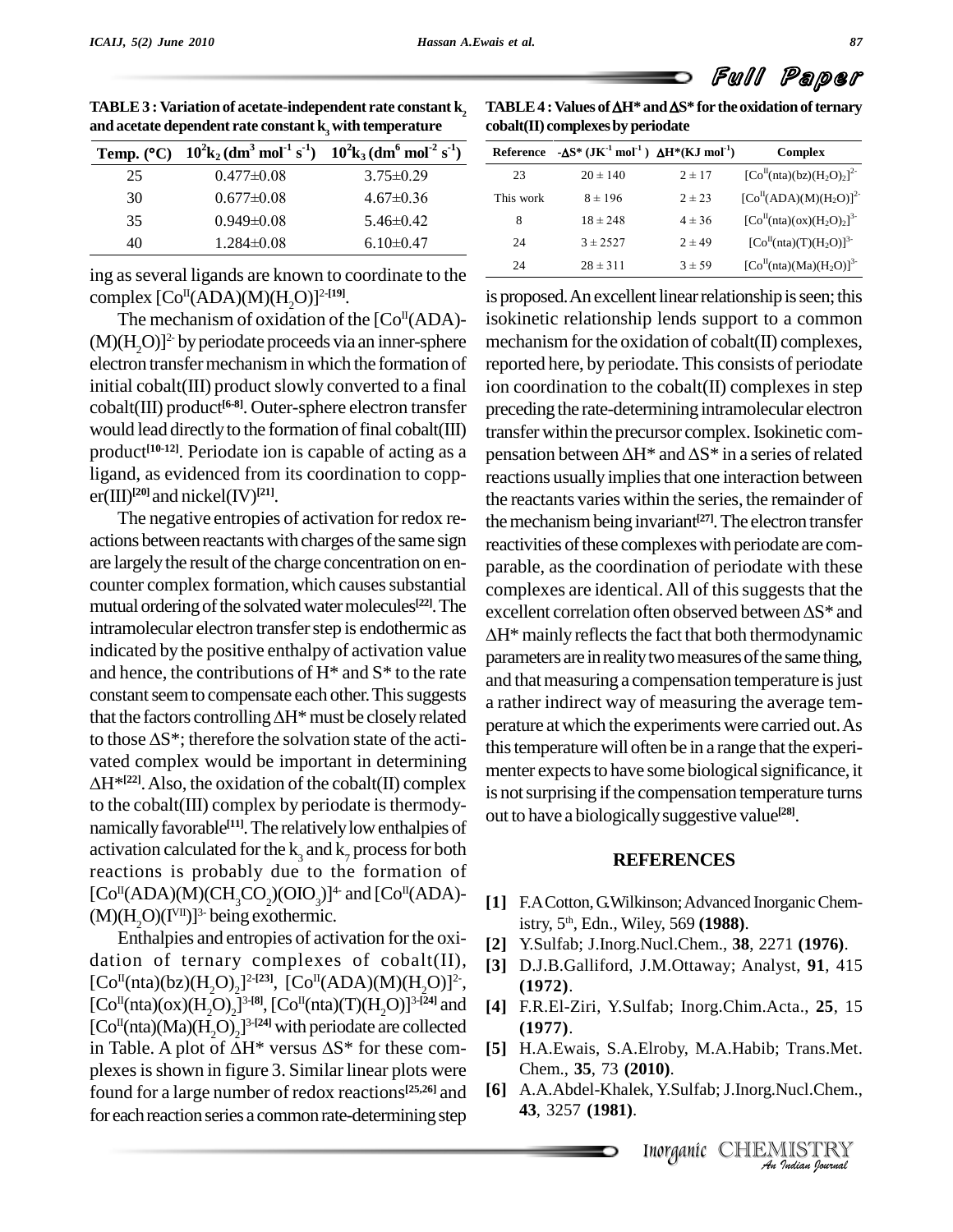**TABLE 3 : Variation of acetate-independent rate constant $k_2$ and acetate dependent rate constant $k_3$ with temperature**

| Temp. (°C) | $10^2k_2$ ($dm^3\ mol^{-1}\ s^{-1}$) | $10^2k_3$ ($dm^6\ mol^{-2}\ s^{-1}$) |
|---|---|---|
| 25 | 0.477±0.08 | 3.75±0.29 |
| 30 | 0.677±0.08 | 4.67±0.36 |
| 35 | 0.949±0.08 | 5.46±0.42 |
| 40 | 1.284±0.08 | 6.10±0.47 |

ing as several ligands are known to coordinate to the complex $[Co^{II}(ADA)(M)(H_2O)]^{2-}$[19].

The mechanism of oxidation of the $[Co^{II}(ADA)(M)(H_2O)]^{2-}$ by periodate proceeds via an inner-sphere electron transfer mechanism in which the formation of initial cobalt(III) product slowly converted to a final cobalt(III) product[6-8]. Outer-sphere electron transfer would lead directly to the formation of final cobalt(III) product[10-12]. Periodate ion is capable of acting as a ligand, as evidenced from its coordination to copper(III)[20] and nickel(IV)[21].

The negative entropies of activation for redox reactions between reactants with charges of the same sign are largely the result of the charge concentration on encounter complex formation, which causes substantial mutual ordering of the solvated water molecules[22]. The intramolecular electron transfer step is endothermic as indicated by the positive enthalpy of activation value and hence, the contributions of H* and S* to the rate constant seem to compensate each other. This suggests that the factors controlling ΔH* must be closely related to those ΔS*; therefore the solvation state of the activated complex would be important in determining ΔH*[22]. Also, the oxidation of the cobalt(II) complex to the cobalt(III) complex by periodate is thermodynamically favorable[11]. The relatively low enthalpies of activation calculated for the $k_3$ and $k_7$ process for both reactions is probably due to the formation of $[Co^{II}(ADA)(M)(CH_3CO_2)(OIO_3)]^{4-}$ and $[Co^{II}(ADA)(M)(H_2O)(I^{VII})]^{3-}$ being exothermic.

Enthalpies and entropies of activation for the oxidation of ternary complexes of cobalt(II), $[Co^{II}(nta)(bz)(H_2O)_2]^{2-}$[23], $[Co^{II}(ADA)(M)(H_2O)]^{2-}$, $[Co^{II}(nta)(ox)(H_2O)_2]^{3-}$[8], $[Co^{II}(nta)(T)(H_2O)]^{3-}$[24] and $[Co^{II}(nta)(Ma)(H_2O)_2]^{3-}$[24] with periodate are collected in Table. A plot of ΔH* versus ΔS* for these complexes is shown in figure 3. Similar linear plots were found for a large number of redox reactions[25,26] and for each reaction series a common rate-determining step is proposed. An excellent linear relationship is seen; this isokinetic relationship lends support to a common mechanism for the oxidation of cobalt(II) complexes, reported here, by periodate. This consists of periodate ion coordination to the cobalt(II) complexes in step preceding the rate-determining intramolecular electron transfer within the precursor complex. Isokinetic compensation between ΔH* and ΔS* in a series of related reactions usually implies that one interaction between the reactants varies within the series, the remainder of the mechanism being invariant[27]. The electron transfer reactivities of these complexes with periodate are comparable, as the coordination of periodate with these complexes are identical. All of this suggests that the excellent correlation often observed between ΔS* and ΔH* mainly reflects the fact that both thermodynamic parameters are in reality two measures of the same thing, and that measuring a compensation temperature is just a rather indirect way of measuring the average temperature at which the experiments were carried out. As this temperature will often be in a range that the experimenter expects to have some biological significance, it is not surprising if the compensation temperature turns out to have a biologically suggestive value[28].

**TABLE 4 : Values of ΔH* and ΔS* for the oxidation of ternary cobalt(II) complexes by periodate**

| Reference | -ΔS* ($JK^{-1}\ mol^{-1}$) | ΔH* ($KJ\ mol^{-1}$) | Complex |
|---|---|---|---|
| 23 | 20 ± 140 | 2 ± 17 | $[Co^{II}(nta)(bz)(H_2O)_2]^{2-}$ |
| This work | 8 ± 196 | 2 ± 23 | $[Co^{II}(ADA)(M)(H_2O)]^{2-}$ |
| 8 | 18 ± 248 | 4 ± 36 | $[Co^{II}(nta)(ox)(H_2O)_2]^{3-}$ |
| 24 | 3 ± 2527 | 2 ± 49 | $[Co^{II}(nta)(T)(H_2O)]^{3-}$ |
| 24 | 28 ± 311 | 3 ± 59 | $[Co^{II}(nta)(Ma)(H_2O)]^{3-}$ |

## REFERENCES

- [1] F.A.Cotton, G.Wilkinson; Advanced Inorganic Chemistry, 5th, Edn., Wiley, 569 **(1988)**.
- [2] Y.Sulfab; J.Inorg.Nucl.Chem., **38**, 2271 **(1976)**.
- [3] D.J.B.Galliford, J.M.Ottaway; Analyst, **91**, 415 **(1972)**.
- [4] F.R.El-Ziri, Y.Sulfab; Inorg.Chim.Acta., **25**, 15 **(1977)**.
- [5] H.A.Ewais, S.A.Elroby, M.A.Habib; Trans.Met. Chem., **35**, 73 **(2010)**.
- [6] A.A.Abdel-Khalek, Y.Sulfab; J.Inorg.Nucl.Chem., **43**, 3257 **(1981)**.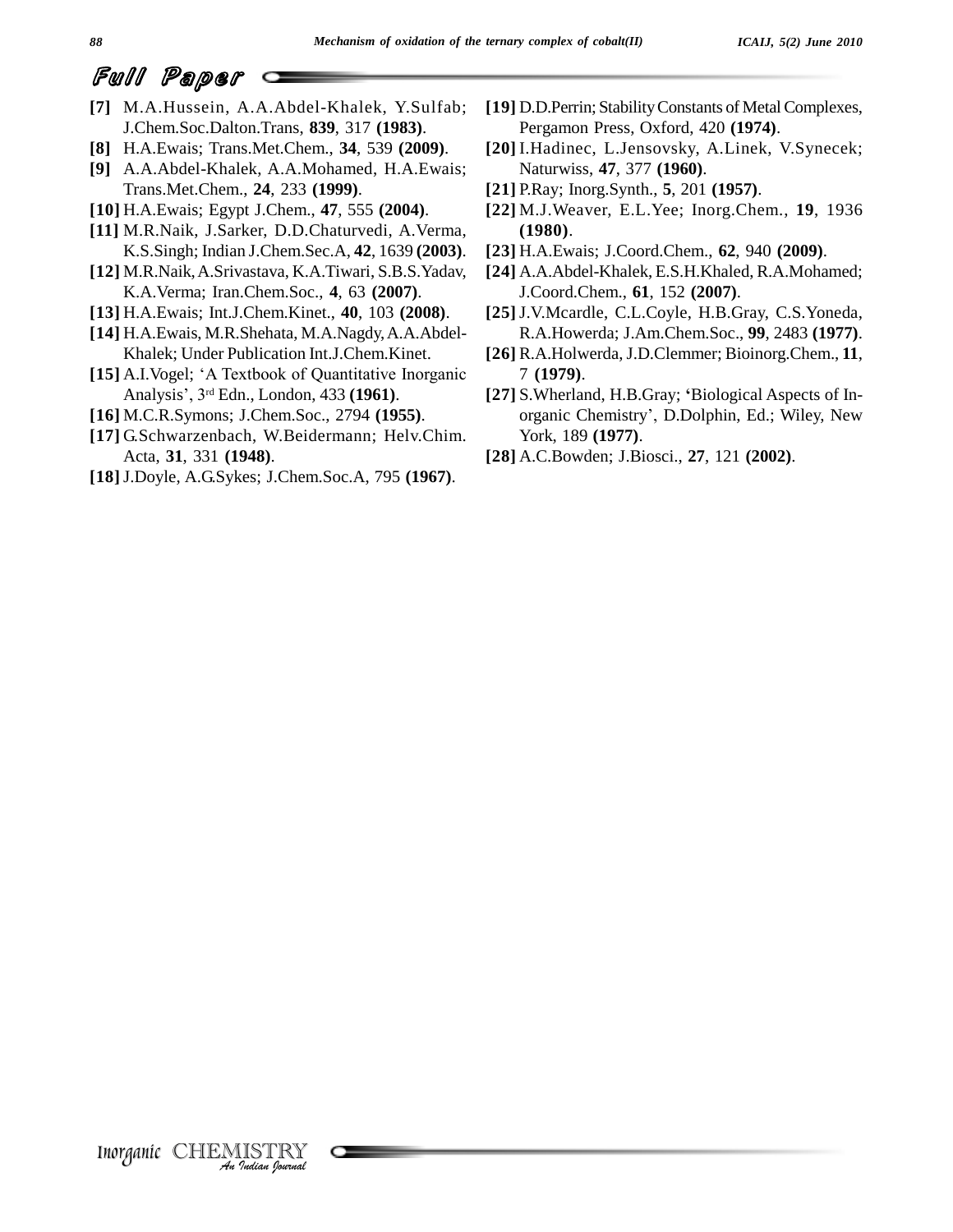[7] M.A.Hussein, A.A.Abdel-Khalek, Y.Sulfab; J.Chem.Soc.Dalton.Trans, **839**, 317 **(1983)**.

[8] H.A.Ewais; Trans.Met.Chem., **34**, 539 **(2009)**.

[9] A.A.Abdel-Khalek, A.A.Mohamed, H.A.Ewais; Trans.Met.Chem., **24**, 233 **(1999)**.

[10] H.A.Ewais; Egypt J.Chem., **47**, 555 **(2004)**.

[11] M.R.Naik, J.Sarker, D.D.Chaturvedi, A.Verma, K.S.Singh; Indian J.Chem.Sec.A, **42**, 1639 **(2003)**.

[12] M.R.Naik, A.Srivastava, K.A.Tiwari, S.B.S.Yadav, K.A.Verma; Iran.Chem.Soc., **4**, 63 **(2007)**.

[13] H.A.Ewais; Int.J.Chem.Kinet., **40**, 103 **(2008)**.

[14] H.A.Ewais, M.R.Shehata, M.A.Nagdy, A.A.Abdel-Khalek; Under Publication Int.J.Chem.Kinet.

[15] A.I.Vogel; 'A Textbook of Quantitative Inorganic Analysis', 3rd Edn., London, 433 **(1961)**.

[16] M.C.R.Symons; J.Chem.Soc., 2794 **(1955)**.

[17] G.Schwarzenbach, W.Beidermann; Helv.Chim. Acta, **31**, 331 **(1948)**.

[18] J.Doyle, A.G.Sykes; J.Chem.Soc.A, 795 **(1967)**.

[19] D.D.Perrin; Stability Constants of Metal Complexes, Pergamon Press, Oxford, 420 **(1974)**.

[20] I.Hadinec, L.Jensovsky, A.Linek, V.Synecek; Naturwiss, **47**, 377 **(1960)**.

[21] P.Ray; Inorg.Synth., **5**, 201 **(1957)**.

[22] M.J.Weaver, E.L.Yee; Inorg.Chem., **19**, 1936 **(1980)**.

[23] H.A.Ewais; J.Coord.Chem., **62**, 940 **(2009)**.

[24] A.A.Abdel-Khalek, E.S.H.Khaled, R.A.Mohamed; J.Coord.Chem., **61**, 152 **(2007)**.

[25] J.V.Mcardle, C.L.Coyle, H.B.Gray, C.S.Yoneda, R.A.Howerda; J.Am.Chem.Soc., **99**, 2483 **(1977)**.

[26] R.A.Holwerda, J.D.Clemmer; Bioinorg.Chem., **11**, 7 **(1979)**.

[27] S.Wherland, H.B.Gray; 'Biological Aspects of Inorganic Chemistry', D.Dolphin, Ed.; Wiley, New York, 189 **(1977)**.

[28] A.C.Bowden; J.Biosci., **27**, 121 **(2002)**.